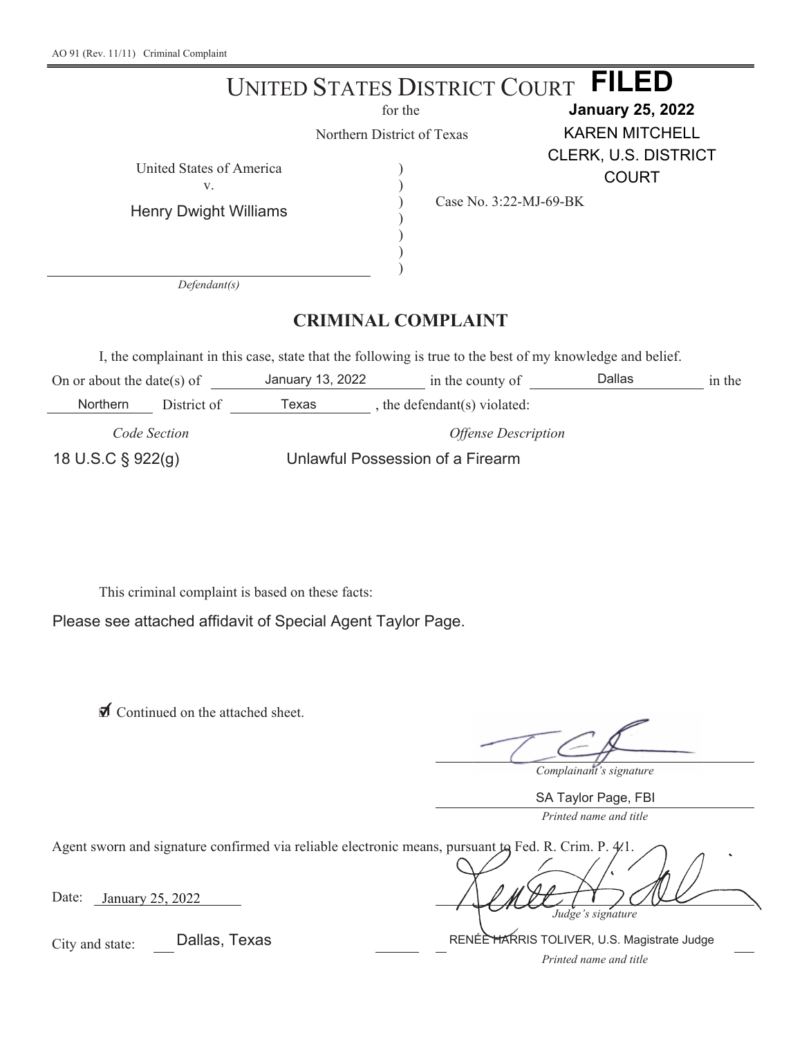AO 91 (Rev. 11/11) Criminal Complaint

# UNITED STATES DISTRICT COURT

for the

Northern District of Texas

**FILED**
**January 25, 2022**
KAREN MITCHELL
CLERK, U.S. DISTRICT COURT

United States of America
v.
Henry Dwight Williams

*Defendant(s)*

Case No. 3:22-MJ-69-BK

## CRIMINAL COMPLAINT

I, the complainant in this case, state that the following is true to the best of my knowledge and belief.

On or about the date(s) of January 13, 2022 in the county of Dallas in the Northern District of Texas, the defendant(s) violated:

| *Code Section* | *Offense Description* |
|---|---|
| 18 U.S.C § 922(g) | Unlawful Possession of a Firearm |

This criminal complaint is based on these facts:

Please see attached affidavit of Special Agent Taylor Page.

☑ Continued on the attached sheet.

_______________________
*Complainant's signature*

SA Taylor Page, FBI
*Printed name and title*

Agent sworn and signature confirmed via reliable electronic means, pursuant to Fed. R. Crim. P. 4.1.

Date: January 25, 2022

_______________________
*Judge's signature*

City and state: Dallas, Texas

RENÉE HARRIS TOLIVER, U.S. Magistrate Judge
*Printed name and title*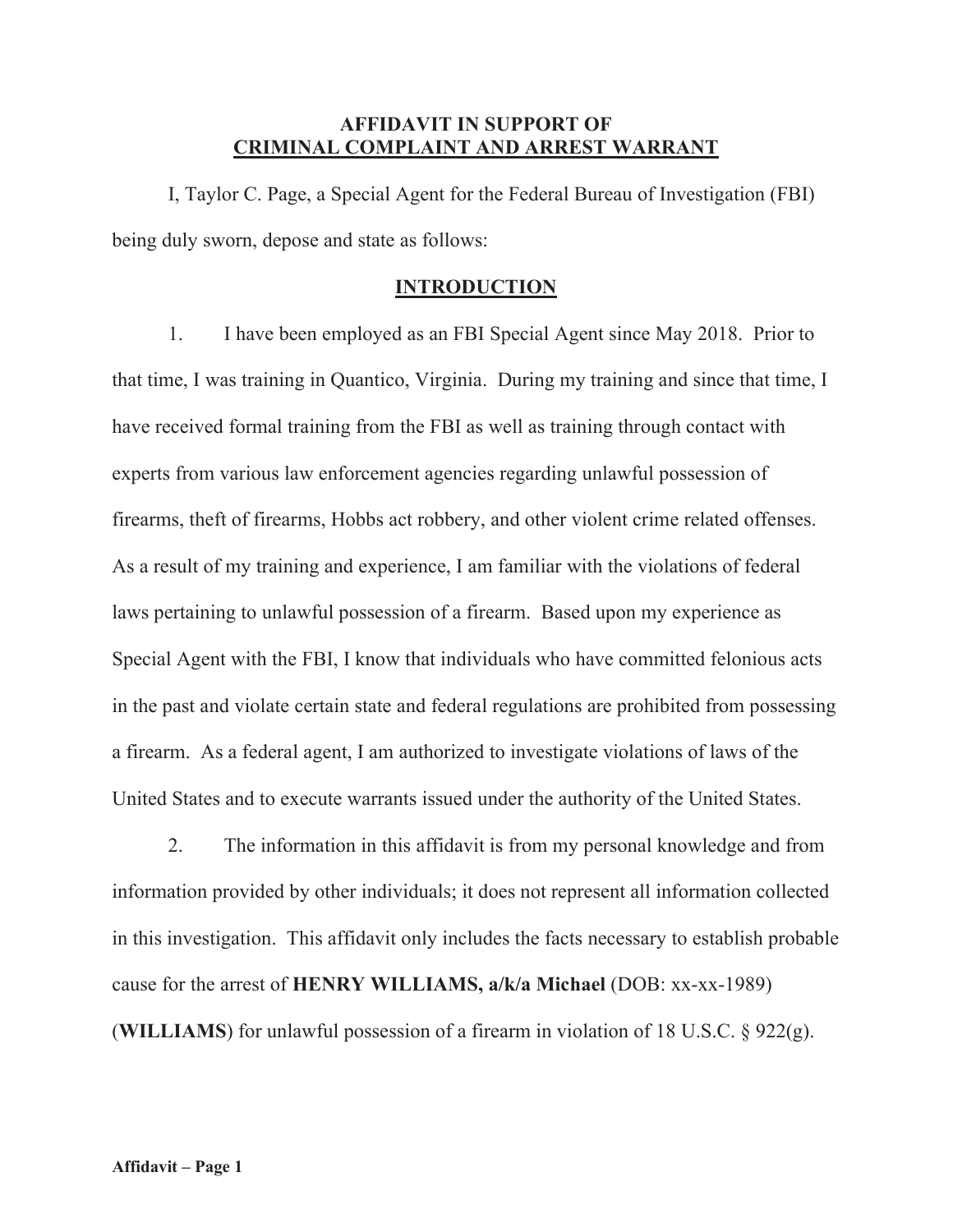**AFFIDAVIT IN SUPPORT OF**
**<u>CRIMINAL COMPLAINT AND ARREST WARRANT</u>**

I, Taylor C. Page, a Special Agent for the Federal Bureau of Investigation (FBI) being duly sworn, depose and state as follows:

## INTRODUCTION

1. I have been employed as an FBI Special Agent since May 2018. Prior to that time, I was training in Quantico, Virginia. During my training and since that time, I have received formal training from the FBI as well as training through contact with experts from various law enforcement agencies regarding unlawful possession of firearms, theft of firearms, Hobbs act robbery, and other violent crime related offenses. As a result of my training and experience, I am familiar with the violations of federal laws pertaining to unlawful possession of a firearm. Based upon my experience as Special Agent with the FBI, I know that individuals who have committed felonious acts in the past and violate certain state and federal regulations are prohibited from possessing a firearm. As a federal agent, I am authorized to investigate violations of laws of the United States and to execute warrants issued under the authority of the United States.

2. The information in this affidavit is from my personal knowledge and from information provided by other individuals; it does not represent all information collected in this investigation. This affidavit only includes the facts necessary to establish probable cause for the arrest of **HENRY WILLIAMS, a/k/a Michael** (DOB: xx-xx-1989) (**WILLIAMS**) for unlawful possession of a firearm in violation of 18 U.S.C. § 922(g).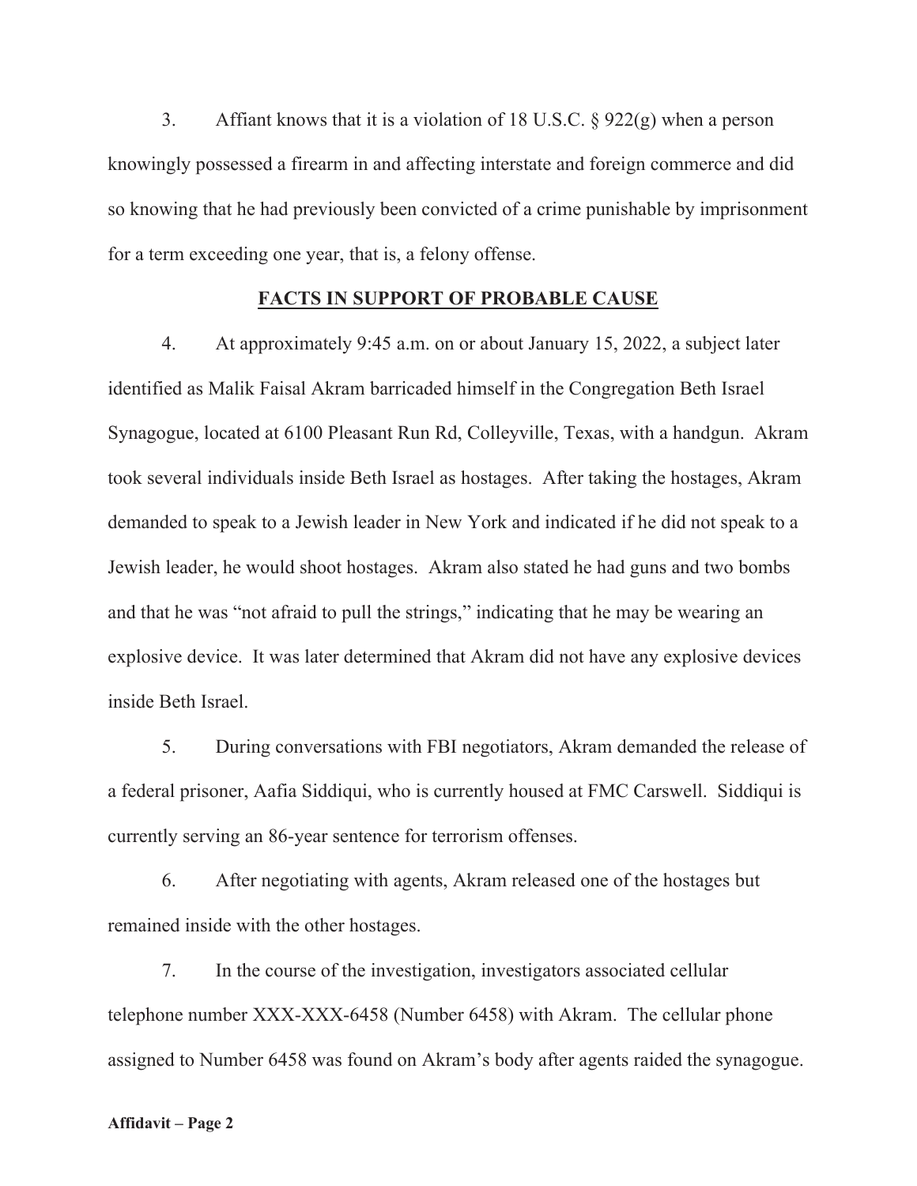3. Affiant knows that it is a violation of 18 U.S.C. § 922(g) when a person knowingly possessed a firearm in and affecting interstate and foreign commerce and did so knowing that he had previously been convicted of a crime punishable by imprisonment for a term exceeding one year, that is, a felony offense.

## FACTS IN SUPPORT OF PROBABLE CAUSE

4. At approximately 9:45 a.m. on or about January 15, 2022, a subject later identified as Malik Faisal Akram barricaded himself in the Congregation Beth Israel Synagogue, located at 6100 Pleasant Run Rd, Colleyville, Texas, with a handgun. Akram took several individuals inside Beth Israel as hostages. After taking the hostages, Akram demanded to speak to a Jewish leader in New York and indicated if he did not speak to a Jewish leader, he would shoot hostages. Akram also stated he had guns and two bombs and that he was "not afraid to pull the strings," indicating that he may be wearing an explosive device. It was later determined that Akram did not have any explosive devices inside Beth Israel.

5. During conversations with FBI negotiators, Akram demanded the release of a federal prisoner, Aafia Siddiqui, who is currently housed at FMC Carswell. Siddiqui is currently serving an 86-year sentence for terrorism offenses.

6. After negotiating with agents, Akram released one of the hostages but remained inside with the other hostages.

7. In the course of the investigation, investigators associated cellular telephone number XXX-XXX-6458 (Number 6458) with Akram. The cellular phone assigned to Number 6458 was found on Akram's body after agents raided the synagogue.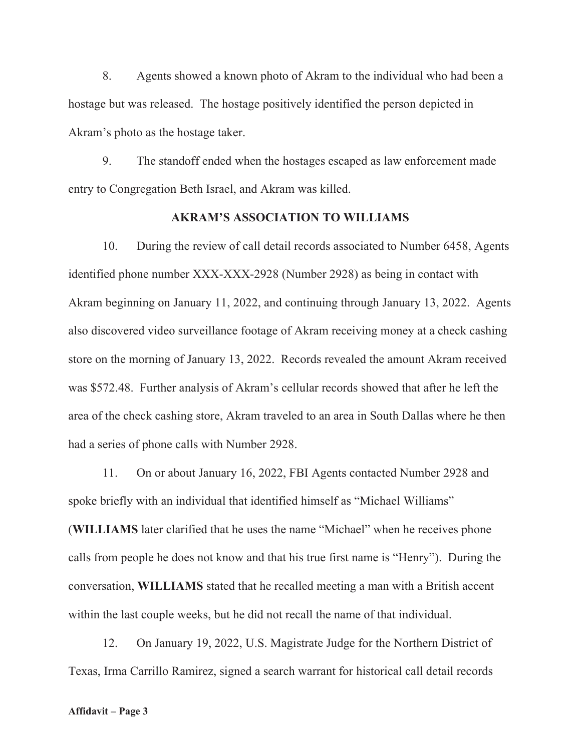8. Agents showed a known photo of Akram to the individual who had been a hostage but was released. The hostage positively identified the person depicted in Akram's photo as the hostage taker.

9. The standoff ended when the hostages escaped as law enforcement made entry to Congregation Beth Israel, and Akram was killed.

## AKRAM'S ASSOCIATION TO WILLIAMS

10. During the review of call detail records associated to Number 6458, Agents identified phone number XXX-XXX-2928 (Number 2928) as being in contact with Akram beginning on January 11, 2022, and continuing through January 13, 2022. Agents also discovered video surveillance footage of Akram receiving money at a check cashing store on the morning of January 13, 2022. Records revealed the amount Akram received was $572.48. Further analysis of Akram's cellular records showed that after he left the area of the check cashing store, Akram traveled to an area in South Dallas where he then had a series of phone calls with Number 2928.

11. On or about January 16, 2022, FBI Agents contacted Number 2928 and spoke briefly with an individual that identified himself as "Michael Williams" (**WILLIAMS** later clarified that he uses the name "Michael" when he receives phone calls from people he does not know and that his true first name is "Henry"). During the conversation, **WILLIAMS** stated that he recalled meeting a man with a British accent within the last couple weeks, but he did not recall the name of that individual.

12. On January 19, 2022, U.S. Magistrate Judge for the Northern District of Texas, Irma Carrillo Ramirez, signed a search warrant for historical call detail records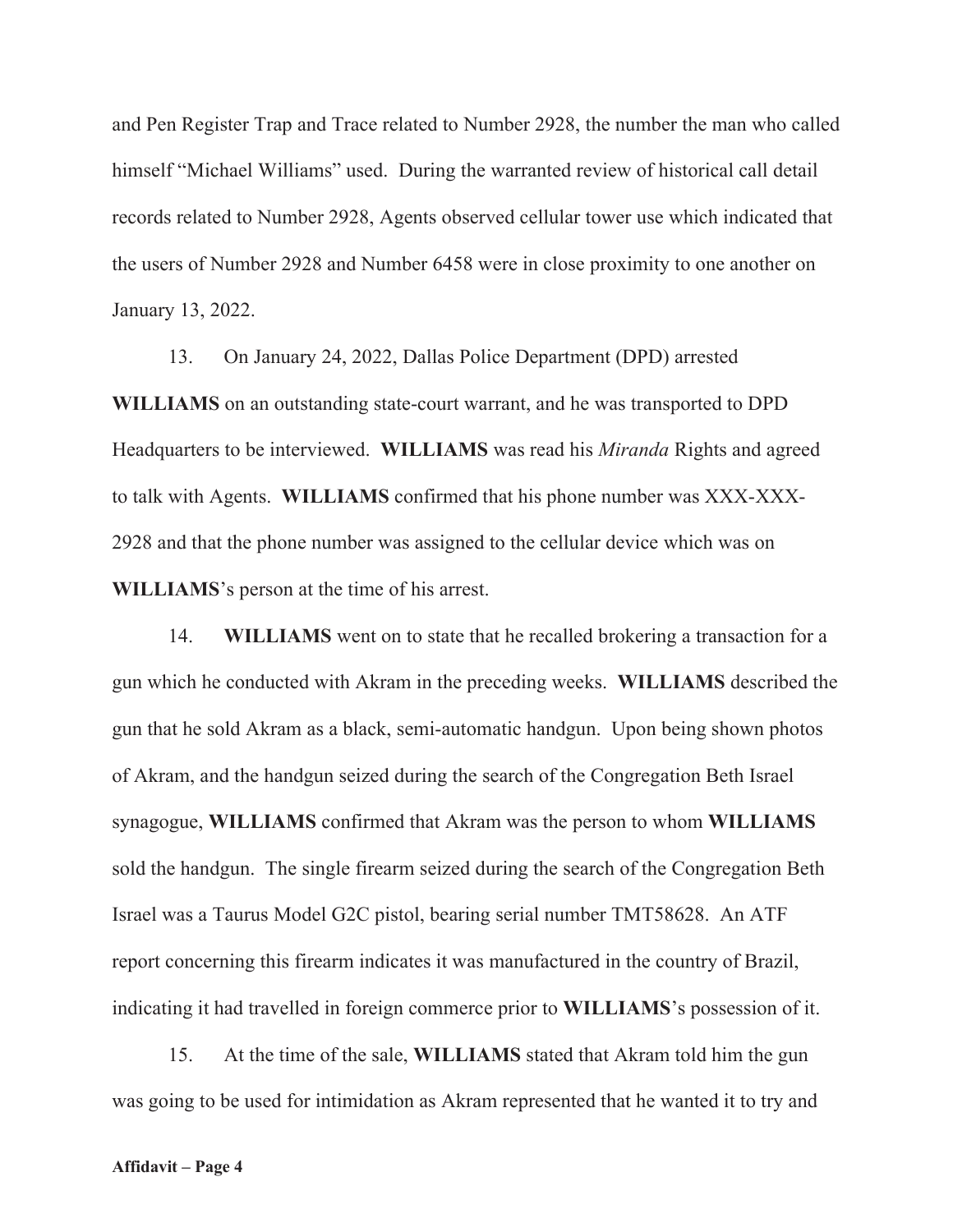and Pen Register Trap and Trace related to Number 2928, the number the man who called himself "Michael Williams" used. During the warranted review of historical call detail records related to Number 2928, Agents observed cellular tower use which indicated that the users of Number 2928 and Number 6458 were in close proximity to one another on January 13, 2022.

13. On January 24, 2022, Dallas Police Department (DPD) arrested **WILLIAMS** on an outstanding state-court warrant, and he was transported to DPD Headquarters to be interviewed. **WILLIAMS** was read his *Miranda* Rights and agreed to talk with Agents. **WILLIAMS** confirmed that his phone number was XXX-XXX-2928 and that the phone number was assigned to the cellular device which was on **WILLIAMS**'s person at the time of his arrest.

14. **WILLIAMS** went on to state that he recalled brokering a transaction for a gun which he conducted with Akram in the preceding weeks. **WILLIAMS** described the gun that he sold Akram as a black, semi-automatic handgun. Upon being shown photos of Akram, and the handgun seized during the search of the Congregation Beth Israel synagogue, **WILLIAMS** confirmed that Akram was the person to whom **WILLIAMS** sold the handgun. The single firearm seized during the search of the Congregation Beth Israel was a Taurus Model G2C pistol, bearing serial number TMT58628. An ATF report concerning this firearm indicates it was manufactured in the country of Brazil, indicating it had travelled in foreign commerce prior to **WILLIAMS**'s possession of it.

15. At the time of the sale, **WILLIAMS** stated that Akram told him the gun was going to be used for intimidation as Akram represented that he wanted it to try and

**Affidavit – Page 4**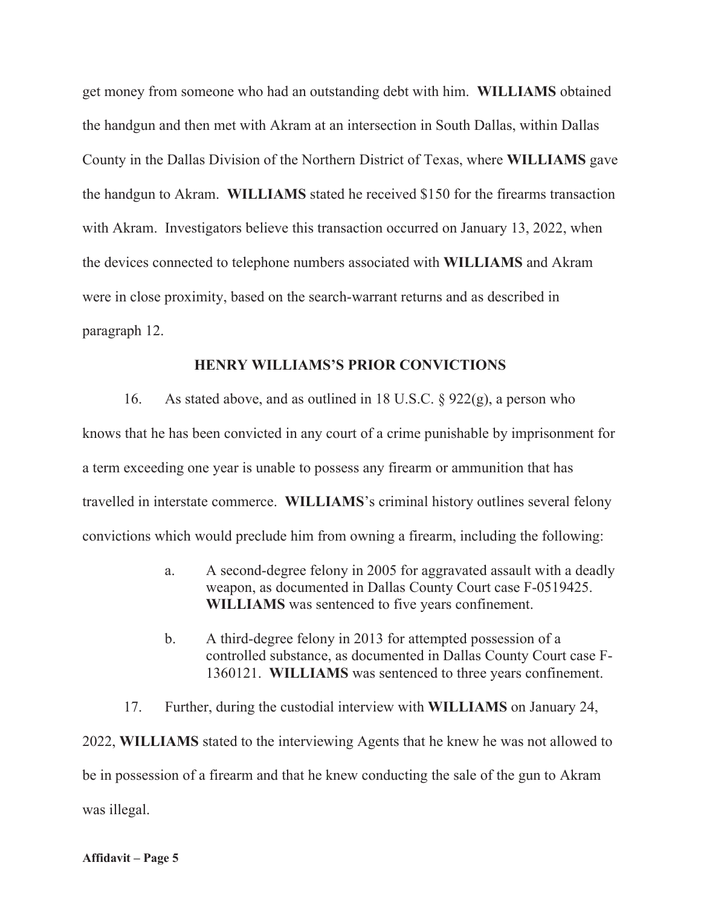get money from someone who had an outstanding debt with him. **WILLIAMS** obtained the handgun and then met with Akram at an intersection in South Dallas, within Dallas County in the Dallas Division of the Northern District of Texas, where **WILLIAMS** gave the handgun to Akram. **WILLIAMS** stated he received $150 for the firearms transaction with Akram. Investigators believe this transaction occurred on January 13, 2022, when the devices connected to telephone numbers associated with **WILLIAMS** and Akram were in close proximity, based on the search-warrant returns and as described in paragraph 12.

## HENRY WILLIAMS'S PRIOR CONVICTIONS

16. As stated above, and as outlined in 18 U.S.C. § 922(g), a person who knows that he has been convicted in any court of a crime punishable by imprisonment for a term exceeding one year is unable to possess any firearm or ammunition that has travelled in interstate commerce. **WILLIAMS**'s criminal history outlines several felony convictions which would preclude him from owning a firearm, including the following:

   a. A second-degree felony in 2005 for aggravated assault with a deadly weapon, as documented in Dallas County Court case F-0519425. **WILLIAMS** was sentenced to five years confinement.

   b. A third-degree felony in 2013 for attempted possession of a controlled substance, as documented in Dallas County Court case F-1360121. **WILLIAMS** was sentenced to three years confinement.

17. Further, during the custodial interview with **WILLIAMS** on January 24, 2022, **WILLIAMS** stated to the interviewing Agents that he knew he was not allowed to be in possession of a firearm and that he knew conducting the sale of the gun to Akram was illegal.

**Affidavit – Page 5**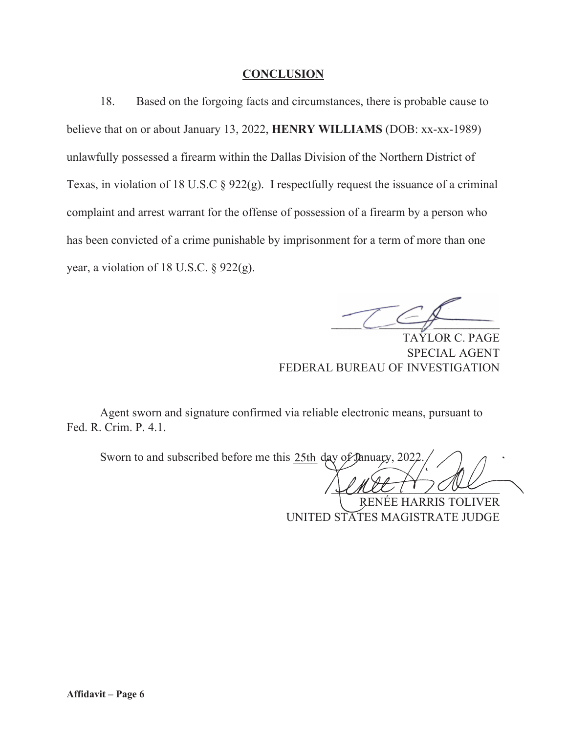## CONCLUSION

18. Based on the forgoing facts and circumstances, there is probable cause to believe that on or about January 13, 2022, **HENRY WILLIAMS** (DOB: xx-xx-1989) unlawfully possessed a firearm within the Dallas Division of the Northern District of Texas, in violation of 18 U.S.C § 922(g). I respectfully request the issuance of a criminal complaint and arrest warrant for the offense of possession of a firearm by a person who has been convicted of a crime punishable by imprisonment for a term of more than one year, a violation of 18 U.S.C. § 922(g).

TAYLOR C. PAGE
SPECIAL AGENT
FEDERAL BUREAU OF INVESTIGATION

Agent sworn and signature confirmed via reliable electronic means, pursuant to Fed. R. Crim. P. 4.1.

Sworn to and subscribed before me this 25th day of January, 2022.

RENÉE HARRIS TOLIVER
UNITED STATES MAGISTRATE JUDGE

**Affidavit – Page 6**